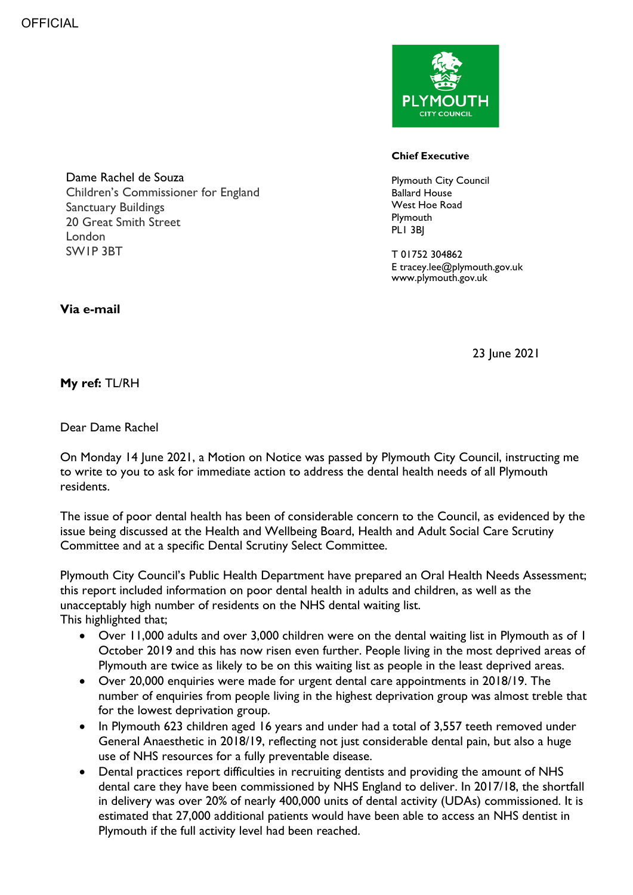OFFICIAL

PLYMOUTH CITY COUNCIL

**Chief Executive**

Plymouth City Council
Ballard House
West Hoe Road
Plymouth
PL1 3BJ

T 01752 304862
E tracey.lee@plymouth.gov.uk
www.plymouth.gov.uk

Dame Rachel de Souza
Children's Commissioner for England
Sanctuary Buildings
20 Great Smith Street
London
SW1P 3BT

**Via e-mail**

23 June 2021

**My ref:** TL/RH

Dear Dame Rachel

On Monday 14 June 2021, a Motion on Notice was passed by Plymouth City Council, instructing me to write to you to ask for immediate action to address the dental health needs of all Plymouth residents.

The issue of poor dental health has been of considerable concern to the Council, as evidenced by the issue being discussed at the Health and Wellbeing Board, Health and Adult Social Care Scrutiny Committee and at a specific Dental Scrutiny Select Committee.

Plymouth City Council's Public Health Department have prepared an Oral Health Needs Assessment; this report included information on poor dental health in adults and children, as well as the unacceptably high number of residents on the NHS dental waiting list.
This highlighted that;

- Over 11,000 adults and over 3,000 children were on the dental waiting list in Plymouth as of 1 October 2019 and this has now risen even further. People living in the most deprived areas of Plymouth are twice as likely to be on this waiting list as people in the least deprived areas.
- Over 20,000 enquiries were made for urgent dental care appointments in 2018/19. The number of enquiries from people living in the highest deprivation group was almost treble that for the lowest deprivation group.
- In Plymouth 623 children aged 16 years and under had a total of 3,557 teeth removed under General Anaesthetic in 2018/19, reflecting not just considerable dental pain, but also a huge use of NHS resources for a fully preventable disease.
- Dental practices report difficulties in recruiting dentists and providing the amount of NHS dental care they have been commissioned by NHS England to deliver. In 2017/18, the shortfall in delivery was over 20% of nearly 400,000 units of dental activity (UDAs) commissioned. It is estimated that 27,000 additional patients would have been able to access an NHS dentist in Plymouth if the full activity level had been reached.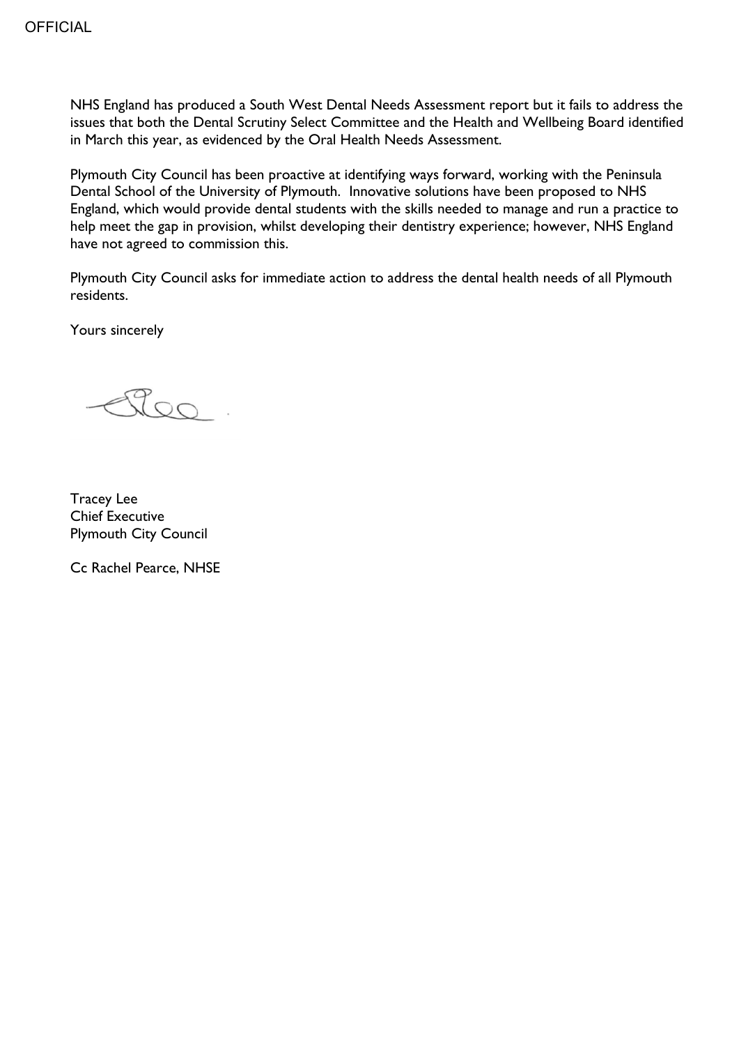OFFICIAL

NHS England has produced a South West Dental Needs Assessment report but it fails to address the issues that both the Dental Scrutiny Select Committee and the Health and Wellbeing Board identified in March this year, as evidenced by the Oral Health Needs Assessment.

Plymouth City Council has been proactive at identifying ways forward, working with the Peninsula Dental School of the University of Plymouth. Innovative solutions have been proposed to NHS England, which would provide dental students with the skills needed to manage and run a practice to help meet the gap in provision, whilst developing their dentistry experience; however, NHS England have not agreed to commission this.

Plymouth City Council asks for immediate action to address the dental health needs of all Plymouth residents.

Yours sincerely

Tracey Lee
Chief Executive
Plymouth City Council

Cc Rachel Pearce, NHSE